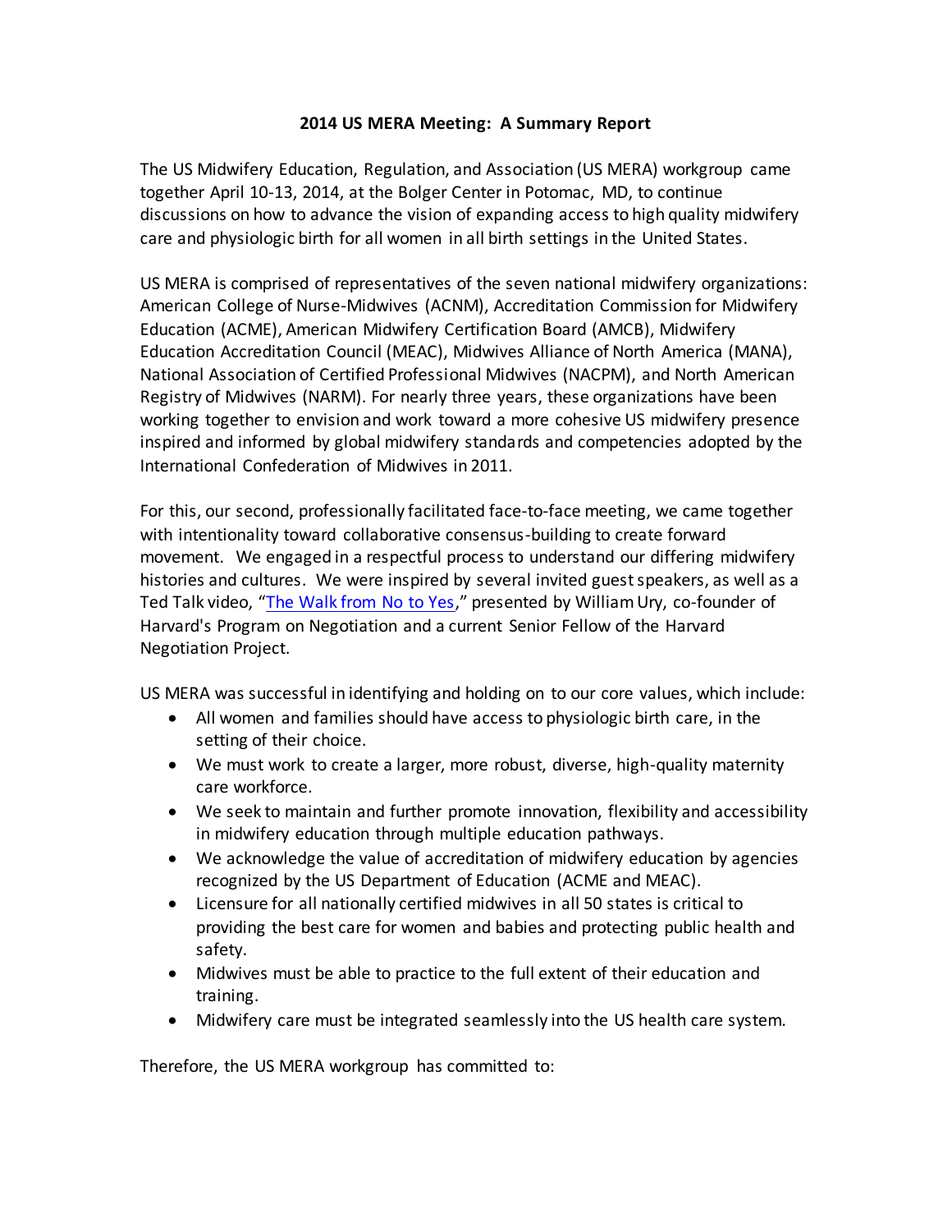# 2014 US MERA Meeting: A Summary Report

The US Midwifery Education, Regulation, and Association (US MERA) workgroup came together April 10-13, 2014, at the Bolger Center in Potomac, MD, to continue discussions on how to advance the vision of expanding access to high quality midwifery care and physiologic birth for all women in all birth settings in the United States.

US MERA is comprised of representatives of the seven national midwifery organizations: American College of Nurse-Midwives (ACNM), Accreditation Commission for Midwifery Education (ACME), American Midwifery Certification Board (AMCB), Midwifery Education Accreditation Council (MEAC), Midwives Alliance of North America (MANA), National Association of Certified Professional Midwives (NACPM), and North American Registry of Midwives (NARM). For nearly three years, these organizations have been working together to envision and work toward a more cohesive US midwifery presence inspired and informed by global midwifery standards and competencies adopted by the International Confederation of Midwives in 2011.

For this, our second, professionally facilitated face-to-face meeting, we came together with intentionality toward collaborative consensus-building to create forward movement. We engaged in a respectful process to understand our differing midwifery histories and cultures. We were inspired by several invited guest speakers, as well as a Ted Talk video, "The Walk from No to Yes," presented by William Ury, co-founder of Harvard's Program on Negotiation and a current Senior Fellow of the Harvard Negotiation Project.

US MERA was successful in identifying and holding on to our core values, which include:

- All women and families should have access to physiologic birth care, in the setting of their choice.
- We must work to create a larger, more robust, diverse, high-quality maternity care workforce.
- We seek to maintain and further promote innovation, flexibility and accessibility in midwifery education through multiple education pathways.
- We acknowledge the value of accreditation of midwifery education by agencies recognized by the US Department of Education (ACME and MEAC).
- Licensure for all nationally certified midwives in all 50 states is critical to providing the best care for women and babies and protecting public health and safety.
- Midwives must be able to practice to the full extent of their education and training.
- Midwifery care must be integrated seamlessly into the US health care system.

Therefore, the US MERA workgroup has committed to: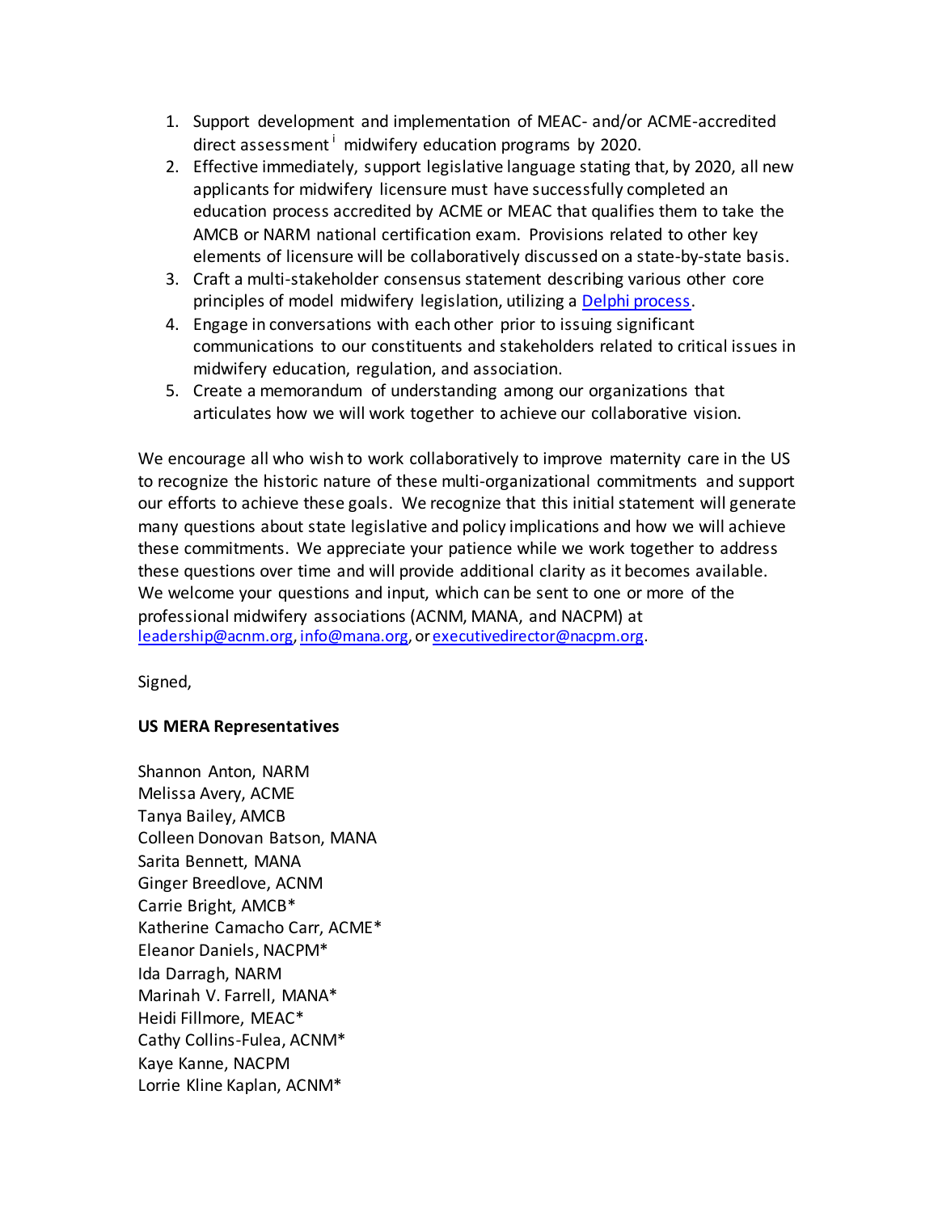1. Support development and implementation of MEAC- and/or ACME-accredited direct assessment[i] midwifery education programs by 2020.
2. Effective immediately, support legislative language stating that, by 2020, all new applicants for midwifery licensure must have successfully completed an education process accredited by ACME or MEAC that qualifies them to take the AMCB or NARM national certification exam. Provisions related to other key elements of licensure will be collaboratively discussed on a state-by-state basis.
3. Craft a multi-stakeholder consensus statement describing various other core principles of model midwifery legislation, utilizing a [Delphi process](#).
4. Engage in conversations with each other prior to issuing significant communications to our constituents and stakeholders related to critical issues in midwifery education, regulation, and association.
5. Create a memorandum of understanding among our organizations that articulates how we will work together to achieve our collaborative vision.

We encourage all who wish to work collaboratively to improve maternity care in the US to recognize the historic nature of these multi-organizational commitments and support our efforts to achieve these goals. We recognize that this initial statement will generate many questions about state legislative and policy implications and how we will achieve these commitments. We appreciate your patience while we work together to address these questions over time and will provide additional clarity as it becomes available. We welcome your questions and input, which can be sent to one or more of the professional midwifery associations (ACNM, MANA, and NACPM) at leadership@acnm.org, info@mana.org, or executivedirector@nacpm.org.

Signed,

**US MERA Representatives**

Shannon Anton, NARM
Melissa Avery, ACME
Tanya Bailey, AMCB
Colleen Donovan Batson, MANA
Sarita Bennett, MANA
Ginger Breedlove, ACNM
Carrie Bright, AMCB*
Katherine Camacho Carr, ACME*
Eleanor Daniels, NACPM*
Ida Darragh, NARM
Marinah V. Farrell, MANA*
Heidi Fillmore, MEAC*
Cathy Collins-Fulea, ACNM*
Kaye Kanne, NACPM
Lorrie Kline Kaplan, ACNM*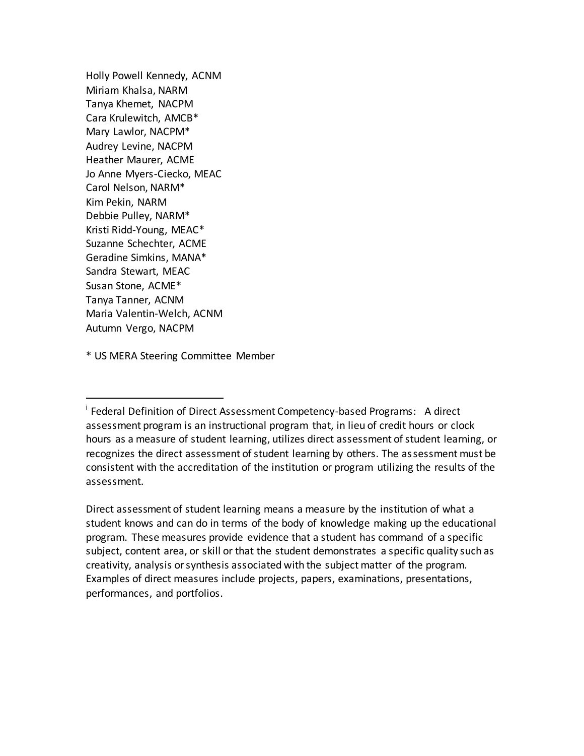Holly Powell Kennedy, ACNM  
Miriam Khalsa, NARM  
Tanya Khemet, NACPM  
Cara Krulewitch, AMCB*  
Mary Lawlor, NACPM*  
Audrey Levine, NACPM  
Heather Maurer, ACME  
Jo Anne Myers-Ciecko, MEAC  
Carol Nelson, NARM*  
Kim Pekin, NARM  
Debbie Pulley, NARM*  
Kristi Ridd-Young, MEAC*  
Suzanne Schechter, ACME  
Geradine Simkins, MANA*  
Sandra Stewart, MEAC  
Susan Stone, ACME*  
Tanya Tanner, ACNM  
Maria Valentin-Welch, ACNM  
Autumn Vergo, NACPM

* US MERA Steering Committee Member

---

[i] Federal Definition of Direct Assessment Competency-based Programs: A direct assessment program is an instructional program that, in lieu of credit hours or clock hours as a measure of student learning, utilizes direct assessment of student learning, or recognizes the direct assessment of student learning by others. The assessment must be consistent with the accreditation of the institution or program utilizing the results of the assessment.

Direct assessment of student learning means a measure by the institution of what a student knows and can do in terms of the body of knowledge making up the educational program. These measures provide evidence that a student has command of a specific subject, content area, or skill or that the student demonstrates a specific quality such as creativity, analysis or synthesis associated with the subject matter of the program. Examples of direct measures include projects, papers, examinations, presentations, performances, and portfolios.